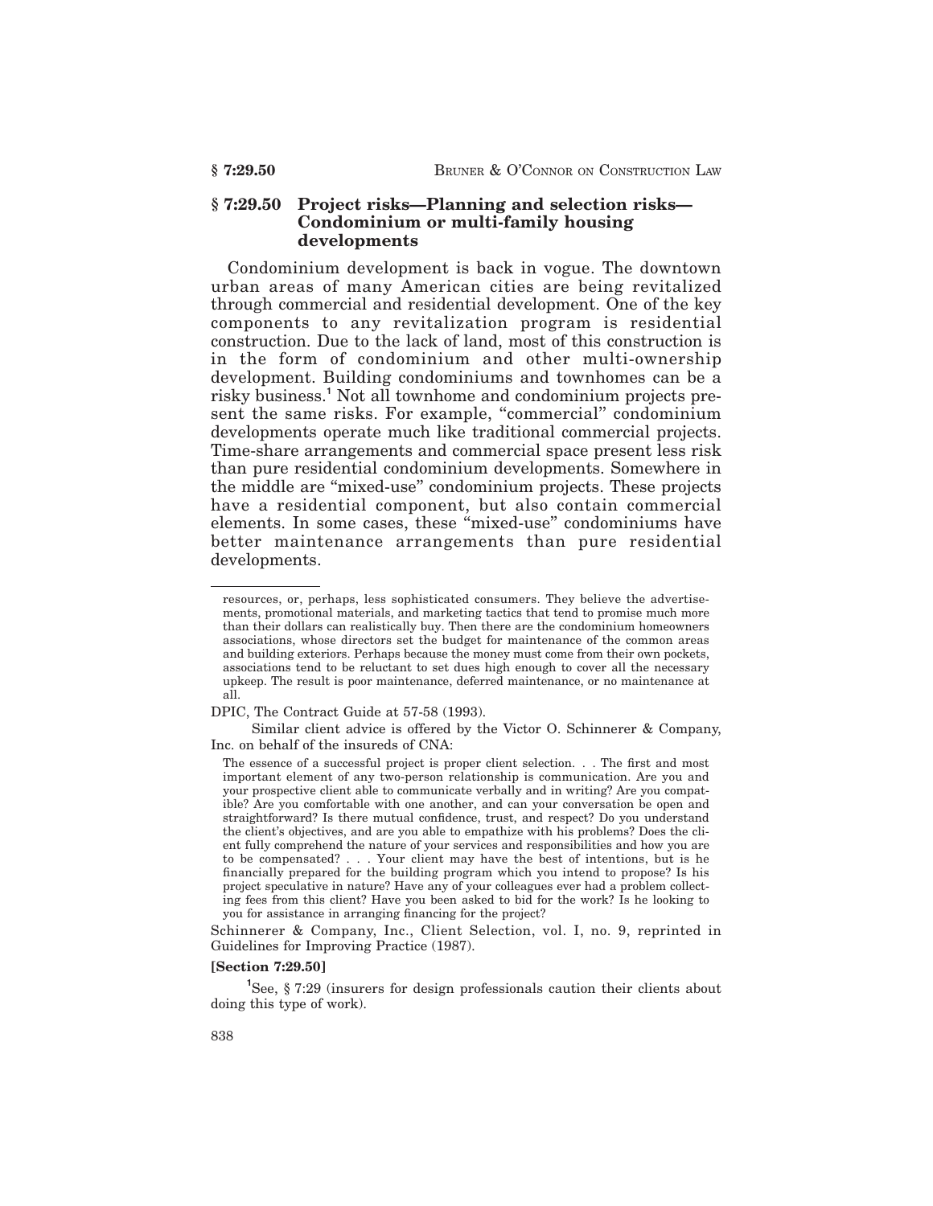## § 7:29.50 Project risks—Planning and selection risks—Condominium or multi-family housing developments

Condominium development is back in vogue. The downtown urban areas of many American cities are being revitalized through commercial and residential development. One of the key components to any revitalization program is residential construction. Due to the lack of land, most of this construction is in the form of condominium and other multi-ownership development. Building condominiums and townhomes can be a risky business.[1] Not all townhome and condominium projects present the same risks. For example, "commercial" condominium developments operate much like traditional commercial projects. Time-share arrangements and commercial space present less risk than pure residential condominium developments. Somewhere in the middle are "mixed-use" condominium projects. These projects have a residential component, but also contain commercial elements. In some cases, these "mixed-use" condominiums have better maintenance arrangements than pure residential developments.

---

> resources, or, perhaps, less sophisticated consumers. They believe the advertisements, promotional materials, and marketing tactics that tend to promise much more than their dollars can realistically buy. Then there are the condominium homeowners associations, whose directors set the budget for maintenance of the common areas and building exteriors. Perhaps because the money must come from their own pockets, associations tend to be reluctant to set dues high enough to cover all the necessary upkeep. The result is poor maintenance, deferred maintenance, or no maintenance at all.

DPIC, The Contract Guide at 57-58 (1993).

Similar client advice is offered by the Victor O. Schinnerer & Company, Inc. on behalf of the insureds of CNA:

> The essence of a successful project is proper client selection. . . The first and most important element of any two-person relationship is communication. Are you and your prospective client able to communicate verbally and in writing? Are you compatible? Are you comfortable with one another, and can your conversation be open and straightforward? Is there mutual confidence, trust, and respect? Do you understand the client's objectives, and are you able to empathize with his problems? Does the client fully comprehend the nature of your services and responsibilities and how you are to be compensated? . . . Your client may have the best of intentions, but is he financially prepared for the building program which you intend to propose? Is his project speculative in nature? Have any of your colleagues ever had a problem collecting fees from this client? Have you been asked to bid for the work? Is he looking to you for assistance in arranging financing for the project?

Schinnerer & Company, Inc., Client Selection, vol. I, no. 9, reprinted in Guidelines for Improving Practice (1987).

**[Section 7:29.50]**

[1] See, § 7:29 (insurers for design professionals caution their clients about doing this type of work).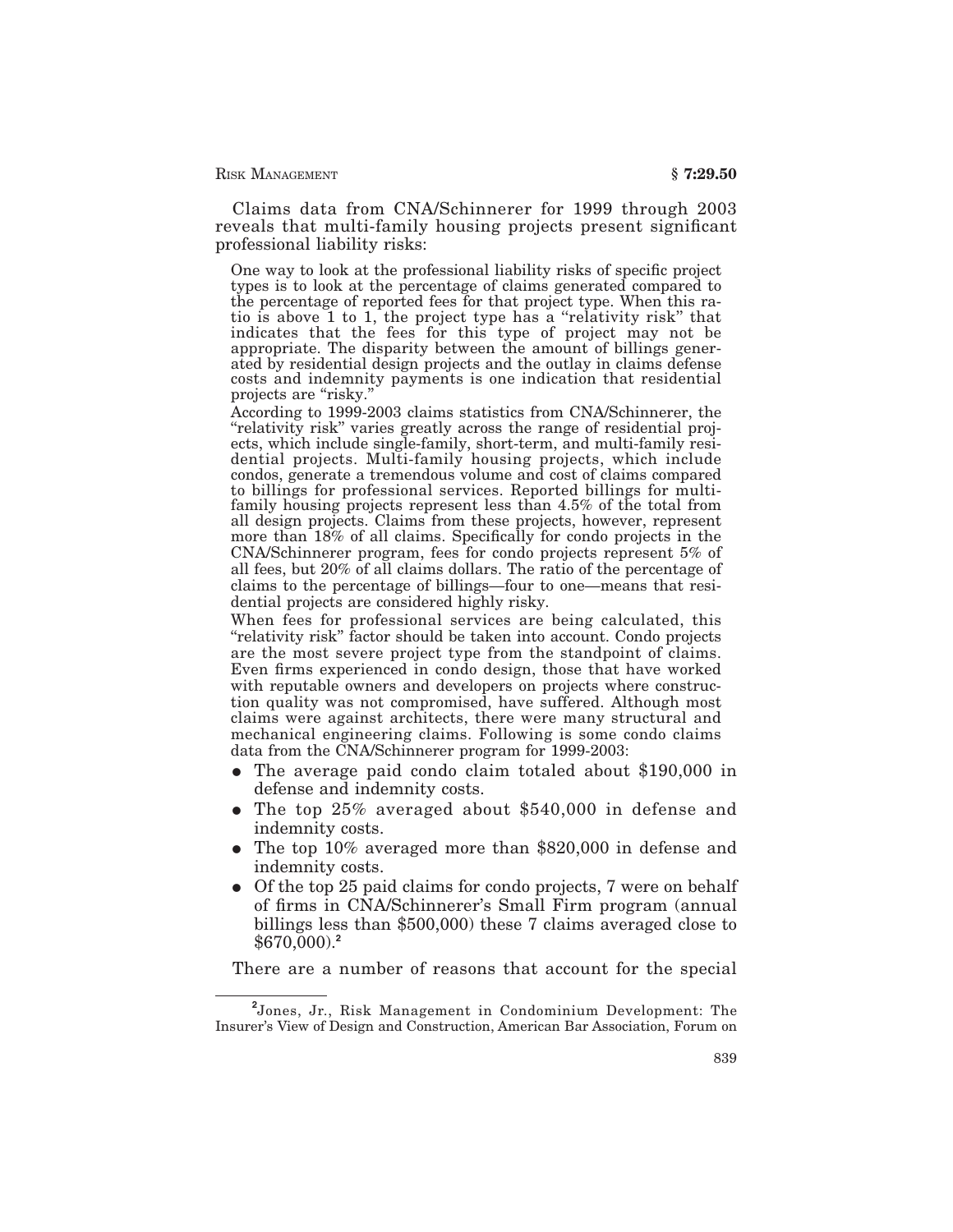Claims data from CNA/Schinnerer for 1999 through 2003 reveals that multi-family housing projects present significant professional liability risks:

> One way to look at the professional liability risks of specific project types is to look at the percentage of claims generated compared to the percentage of reported fees for that project type. When this ratio is above 1 to 1, the project type has a "relativity risk" that indicates that the fees for this type of project may not be appropriate. The disparity between the amount of billings generated by residential design projects and the outlay in claims defense costs and indemnity payments is one indication that residential projects are "risky."
>
> According to 1999-2003 claims statistics from CNA/Schinnerer, the "relativity risk" varies greatly across the range of residential projects, which include single-family, short-term, and multi-family residential projects. Multi-family housing projects, which include condos, generate a tremendous volume and cost of claims compared to billings for professional services. Reported billings for multi-family housing projects represent less than 4.5% of the total from all design projects. Claims from these projects, however, represent more than 18% of all claims. Specifically for condo projects in the CNA/Schinnerer program, fees for condo projects represent 5% of all fees, but 20% of all claims dollars. The ratio of the percentage of claims to the percentage of billings—four to one—means that residential projects are considered highly risky.
>
> When fees for professional services are being calculated, this "relativity risk" factor should be taken into account. Condo projects are the most severe project type from the standpoint of claims. Even firms experienced in condo design, those that have worked with reputable owners and developers on projects where construction quality was not compromised, have suffered. Although most claims were against architects, there were many structural and mechanical engineering claims. Following is some condo claims data from the CNA/Schinnerer program for 1999-2003:
>
> - The average paid condo claim totaled about $190,000 in defense and indemnity costs.
> - The top 25% averaged about $540,000 in defense and indemnity costs.
> - The top 10% averaged more than $820,000 in defense and indemnity costs.
> - Of the top 25 paid claims for condo projects, 7 were on behalf of firms in CNA/Schinnerer's Small Firm program (annual billings less than $500,000) these 7 claims averaged close to $670,000).[2]

There are a number of reasons that account for the special

---

[2] Jones, Jr., Risk Management in Condominium Development: The Insurer's View of Design and Construction, American Bar Association, Forum on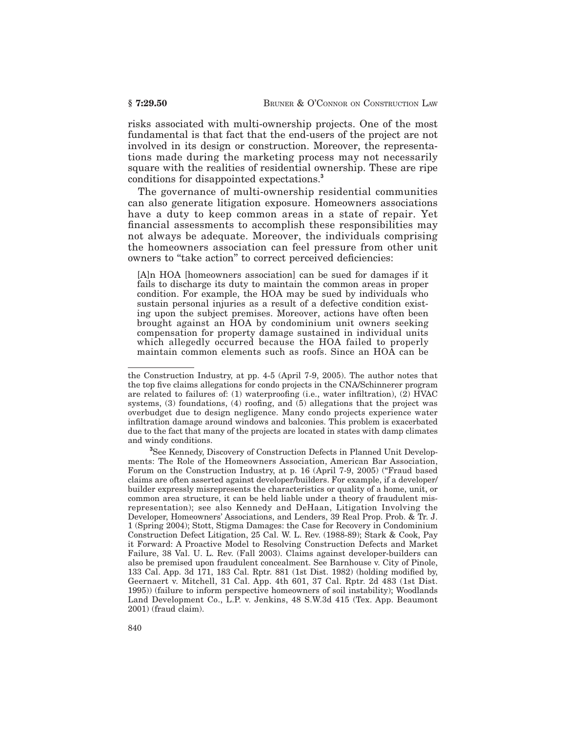risks associated with multi-ownership projects. One of the most fundamental is that fact that the end-users of the project are not involved in its design or construction. Moreover, the representations made during the marketing process may not necessarily square with the realities of residential ownership. These are ripe conditions for disappointed expectations.[3]

The governance of multi-ownership residential communities can also generate litigation exposure. Homeowners associations have a duty to keep common areas in a state of repair. Yet financial assessments to accomplish these responsibilities may not always be adequate. Moreover, the individuals comprising the homeowners association can feel pressure from other unit owners to "take action" to correct perceived deficiencies:

> [A]n HOA [homeowners association] can be sued for damages if it fails to discharge its duty to maintain the common areas in proper condition. For example, the HOA may be sued by individuals who sustain personal injuries as a result of a defective condition existing upon the subject premises. Moreover, actions have often been brought against an HOA by condominium unit owners seeking compensation for property damage sustained in individual units which allegedly occurred because the HOA failed to properly maintain common elements such as roofs. Since an HOA can be

---

the Construction Industry, at pp. 4-5 (April 7-9, 2005). The author notes that the top five claims allegations for condo projects in the CNA/Schinnerer program are related to failures of: (1) waterproofing (i.e., water infiltration), (2) HVAC systems, (3) foundations, (4) roofing, and (5) allegations that the project was overbudget due to design negligence. Many condo projects experience water infiltration damage around windows and balconies. This problem is exacerbated due to the fact that many of the projects are located in states with damp climates and windy conditions.

[3]See Kennedy, Discovery of Construction Defects in Planned Unit Developments: The Role of the Homeowners Association, American Bar Association, Forum on the Construction Industry, at p. 16 (April 7-9, 2005) ("Fraud based claims are often asserted against developer/builders. For example, if a developer/builder expressly misrepresents the characteristics or quality of a home, unit, or common area structure, it can be held liable under a theory of fraudulent misrepresentation); see also Kennedy and DeHaan, Litigation Involving the Developer, Homeowners' Associations, and Lenders, 39 Real Prop. Prob. & Tr. J. 1 (Spring 2004); Stott, Stigma Damages: the Case for Recovery in Condominium Construction Defect Litigation, 25 Cal. W. L. Rev. (1988-89); Stark & Cook, Pay it Forward: A Proactive Model to Resolving Construction Defects and Market Failure, 38 Val. U. L. Rev. (Fall 2003). Claims against developer-builders can also be premised upon fraudulent concealment. See Barnhouse v. City of Pinole, 133 Cal. App. 3d 171, 183 Cal. Rptr. 881 (1st Dist. 1982) (holding modified by, Geernaert v. Mitchell, 31 Cal. App. 4th 601, 37 Cal. Rptr. 2d 483 (1st Dist. 1995)) (failure to inform perspective homeowners of soil instability); Woodlands Land Development Co., L.P. v. Jenkins, 48 S.W.3d 415 (Tex. App. Beaumont 2001) (fraud claim).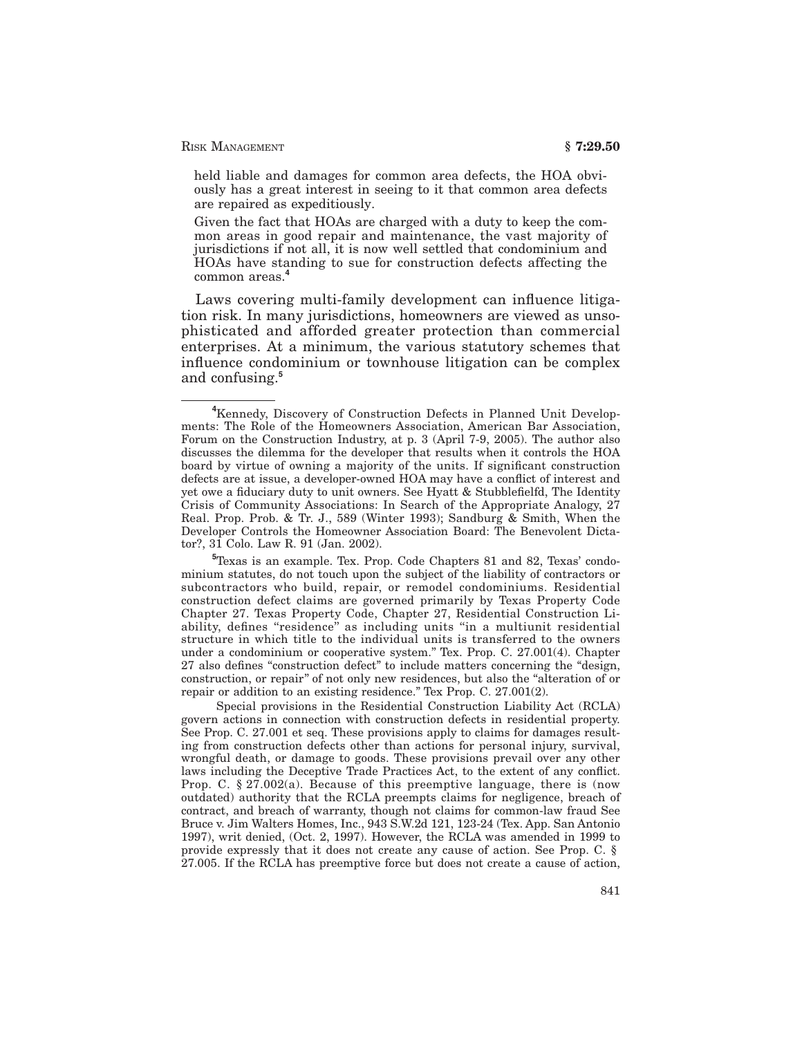held liable and damages for common area defects, the HOA obviously has a great interest in seeing to it that common area defects are repaired as expeditiously.

Given the fact that HOAs are charged with a duty to keep the common areas in good repair and maintenance, the vast majority of jurisdictions if not all, it is now well settled that condominium and HOAs have standing to sue for construction defects affecting the common areas.[4]

Laws covering multi-family development can influence litigation risk. In many jurisdictions, homeowners are viewed as unsophisticated and afforded greater protection than commercial enterprises. At a minimum, the various statutory schemes that influence condominium or townhouse litigation can be complex and confusing.[5]

---

[4]Kennedy, Discovery of Construction Defects in Planned Unit Developments: The Role of the Homeowners Association, American Bar Association, Forum on the Construction Industry, at p. 3 (April 7-9, 2005). The author also discusses the dilemma for the developer that results when it controls the HOA board by virtue of owning a majority of the units. If significant construction defects are at issue, a developer-owned HOA may have a conflict of interest and yet owe a fiduciary duty to unit owners. See Hyatt & Stubblefielfd, The Identity Crisis of Community Associations: In Search of the Appropriate Analogy, 27 Real. Prop. Prob. & Tr. J., 589 (Winter 1993); Sandburg & Smith, When the Developer Controls the Homeowner Association Board: The Benevolent Dictator?, 31 Colo. Law R. 91 (Jan. 2002).

[5]Texas is an example. Tex. Prop. Code Chapters 81 and 82, Texas' condominium statutes, do not touch upon the subject of the liability of contractors or subcontractors who build, repair, or remodel condominiums. Residential construction defect claims are governed primarily by Texas Property Code Chapter 27. Texas Property Code, Chapter 27, Residential Construction Liability, defines "residence" as including units "in a multiunit residential structure in which title to the individual units is transferred to the owners under a condominium or cooperative system." Tex. Prop. C. 27.001(4). Chapter 27 also defines "construction defect" to include matters concerning the "design, construction, or repair" of not only new residences, but also the "alteration of or repair or addition to an existing residence." Tex Prop. C. 27.001(2).

Special provisions in the Residential Construction Liability Act (RCLA) govern actions in connection with construction defects in residential property. See Prop. C. 27.001 et seq. These provisions apply to claims for damages resulting from construction defects other than actions for personal injury, survival, wrongful death, or damage to goods. These provisions prevail over any other laws including the Deceptive Trade Practices Act, to the extent of any conflict. Prop. C. § 27.002(a). Because of this preemptive language, there is (now outdated) authority that the RCLA preempts claims for negligence, breach of contract, and breach of warranty, though not claims for common-law fraud See Bruce v. Jim Walters Homes, Inc., 943 S.W.2d 121, 123-24 (Tex. App. San Antonio 1997), writ denied, (Oct. 2, 1997). However, the RCLA was amended in 1999 to provide expressly that it does not create any cause of action. See Prop. C. § 27.005. If the RCLA has preemptive force but does not create a cause of action,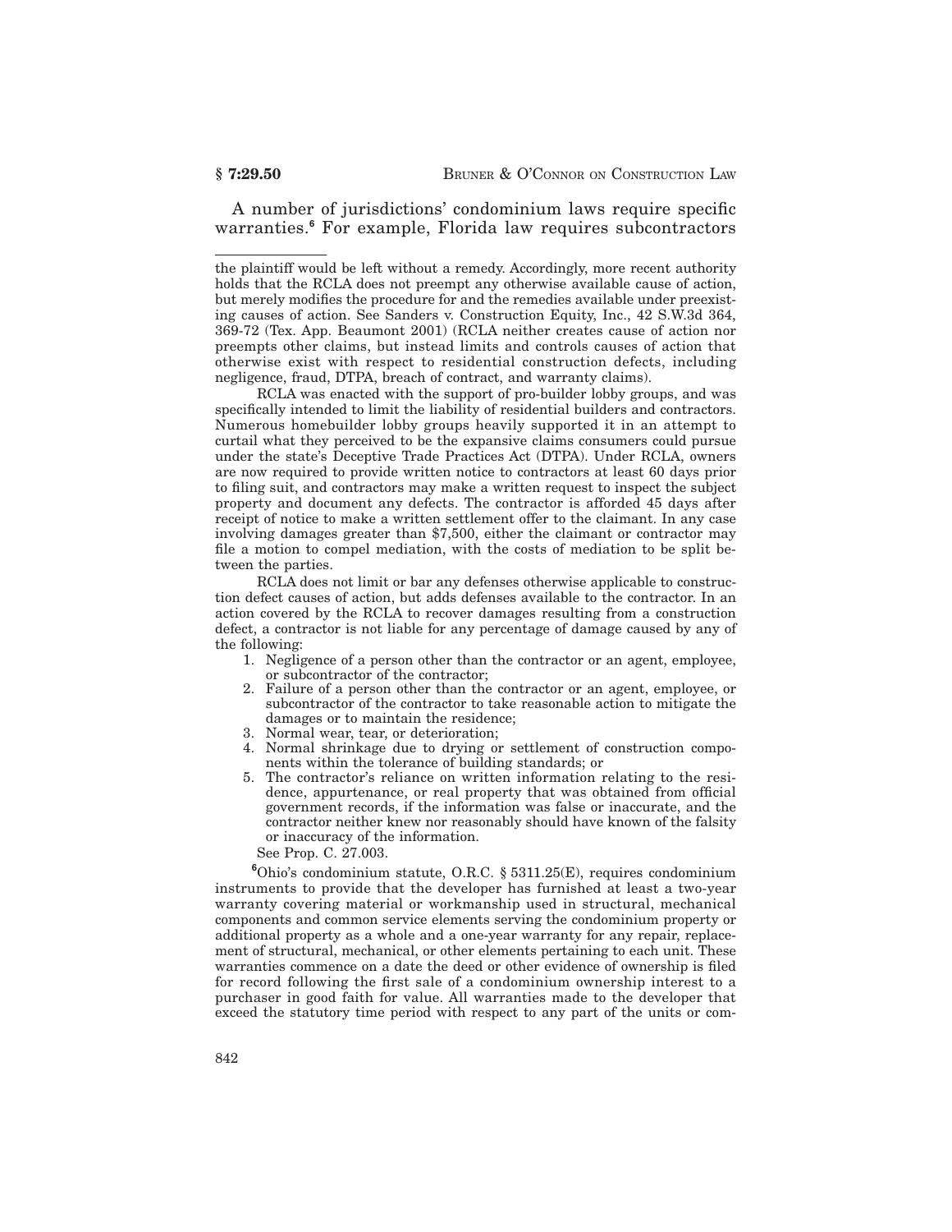A number of jurisdictions' condominium laws require specific warranties.[6] For example, Florida law requires subcontractors

---

the plaintiff would be left without a remedy. Accordingly, more recent authority holds that the RCLA does not preempt any otherwise available cause of action, but merely modifies the procedure for and the remedies available under preexisting causes of action. See Sanders v. Construction Equity, Inc., 42 S.W.3d 364, 369-72 (Tex. App. Beaumont 2001) (RCLA neither creates cause of action nor preempts other claims, but instead limits and controls causes of action that otherwise exist with respect to residential construction defects, including negligence, fraud, DTPA, breach of contract, and warranty claims).

RCLA was enacted with the support of pro-builder lobby groups, and was specifically intended to limit the liability of residential builders and contractors. Numerous homebuilder lobby groups heavily supported it in an attempt to curtail what they perceived to be the expansive claims consumers could pursue under the state's Deceptive Trade Practices Act (DTPA). Under RCLA, owners are now required to provide written notice to contractors at least 60 days prior to filing suit, and contractors may make a written request to inspect the subject property and document any defects. The contractor is afforded 45 days after receipt of notice to make a written settlement offer to the claimant. In any case involving damages greater than $7,500, either the claimant or contractor may file a motion to compel mediation, with the costs of mediation to be split between the parties.

RCLA does not limit or bar any defenses otherwise applicable to construction defect causes of action, but adds defenses available to the contractor. In an action covered by the RCLA to recover damages resulting from a construction defect, a contractor is not liable for any percentage of damage caused by any of the following:

1. Negligence of a person other than the contractor or an agent, employee, or subcontractor of the contractor;
2. Failure of a person other than the contractor or an agent, employee, or subcontractor of the contractor to take reasonable action to mitigate the damages or to maintain the residence;
3. Normal wear, tear, or deterioration;
4. Normal shrinkage due to drying or settlement of construction components within the tolerance of building standards; or
5. The contractor's reliance on written information relating to the residence, appurtenance, or real property that was obtained from official government records, if the information was false or inaccurate, and the contractor neither knew nor reasonably should have known of the falsity or inaccuracy of the information.

See Prop. C. 27.003.

[6] Ohio's condominium statute, O.R.C. § 5311.25(E), requires condominium instruments to provide that the developer has furnished at least a two-year warranty covering material or workmanship used in structural, mechanical components and common service elements serving the condominium property or additional property as a whole and a one-year warranty for any repair, replacement of structural, mechanical, or other elements pertaining to each unit. These warranties commence on a date the deed or other evidence of ownership is filed for record following the first sale of a condominium ownership interest to a purchaser in good faith for value. All warranties made to the developer that exceed the statutory time period with respect to any part of the units or com-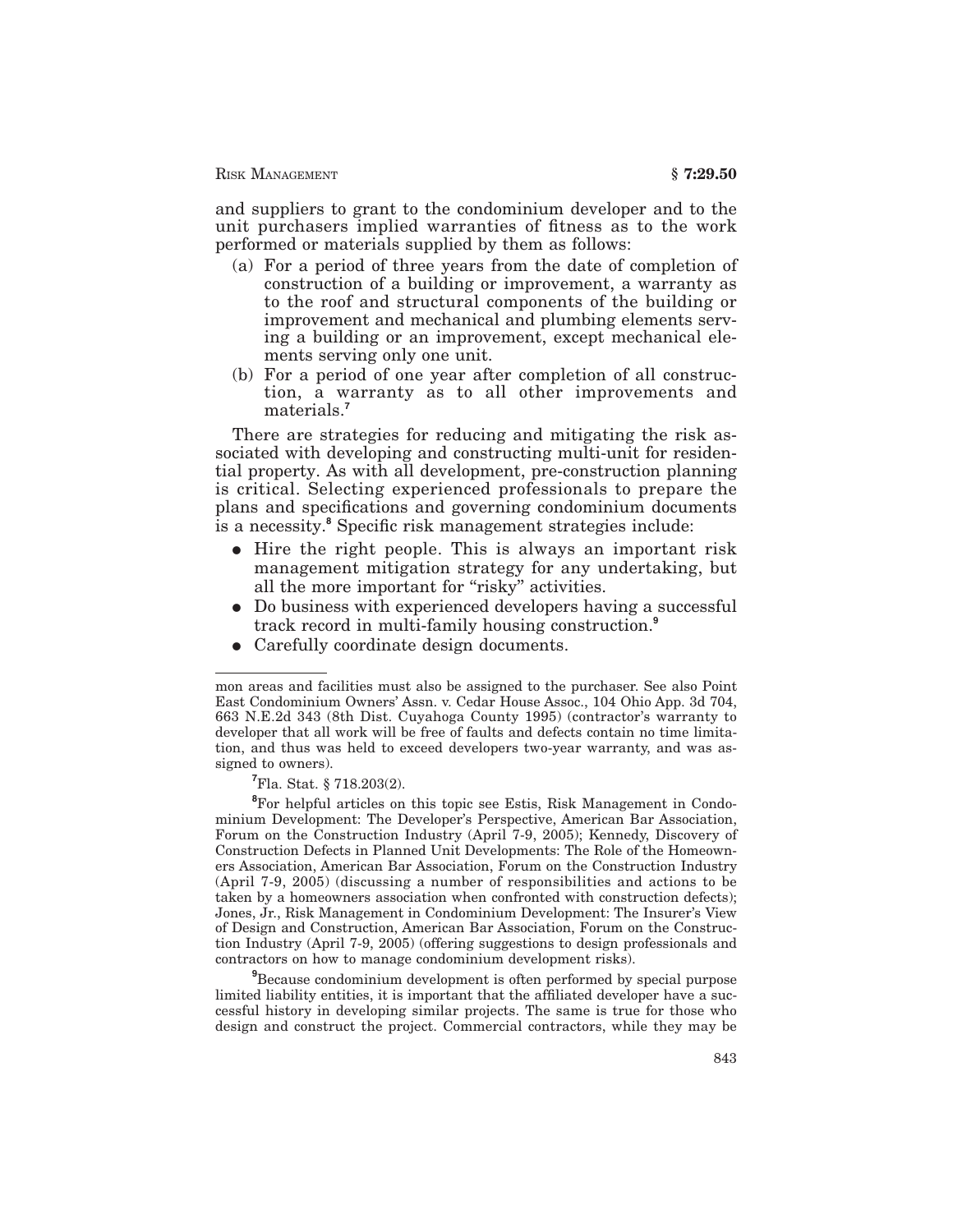and suppliers to grant to the condominium developer and to the unit purchasers implied warranties of fitness as to the work performed or materials supplied by them as follows:

(a) For a period of three years from the date of completion of construction of a building or improvement, a warranty as to the roof and structural components of the building or improvement and mechanical and plumbing elements serving a building or an improvement, except mechanical elements serving only one unit.

(b) For a period of one year after completion of all construction, a warranty as to all other improvements and materials.[7]

There are strategies for reducing and mitigating the risk associated with developing and constructing multi-unit for residential property. As with all development, pre-construction planning is critical. Selecting experienced professionals to prepare the plans and specifications and governing condominium documents is a necessity.[8] Specific risk management strategies include:

- Hire the right people. This is always an important risk management mitigation strategy for any undertaking, but all the more important for "risky" activities.
- Do business with experienced developers having a successful track record in multi-family housing construction.[9]
- Carefully coordinate design documents.

---

mon areas and facilities must also be assigned to the purchaser. See also Point East Condominium Owners' Assn. v. Cedar House Assoc., 104 Ohio App. 3d 704, 663 N.E.2d 343 (8th Dist. Cuyahoga County 1995) (contractor's warranty to developer that all work will be free of faults and defects contain no time limitation, and thus was held to exceed developers two-year warranty, and was assigned to owners).

[7] Fla. Stat. § 718.203(2).

[8] For helpful articles on this topic see Estis, Risk Management in Condominium Development: The Developer's Perspective, American Bar Association, Forum on the Construction Industry (April 7-9, 2005); Kennedy, Discovery of Construction Defects in Planned Unit Developments: The Role of the Homeowners Association, American Bar Association, Forum on the Construction Industry (April 7-9, 2005) (discussing a number of responsibilities and actions to be taken by a homeowners association when confronted with construction defects); Jones, Jr., Risk Management in Condominium Development: The Insurer's View of Design and Construction, American Bar Association, Forum on the Construction Industry (April 7-9, 2005) (offering suggestions to design professionals and contractors on how to manage condominium development risks).

[9] Because condominium development is often performed by special purpose limited liability entities, it is important that the affiliated developer have a successful history in developing similar projects. The same is true for those who design and construct the project. Commercial contractors, while they may be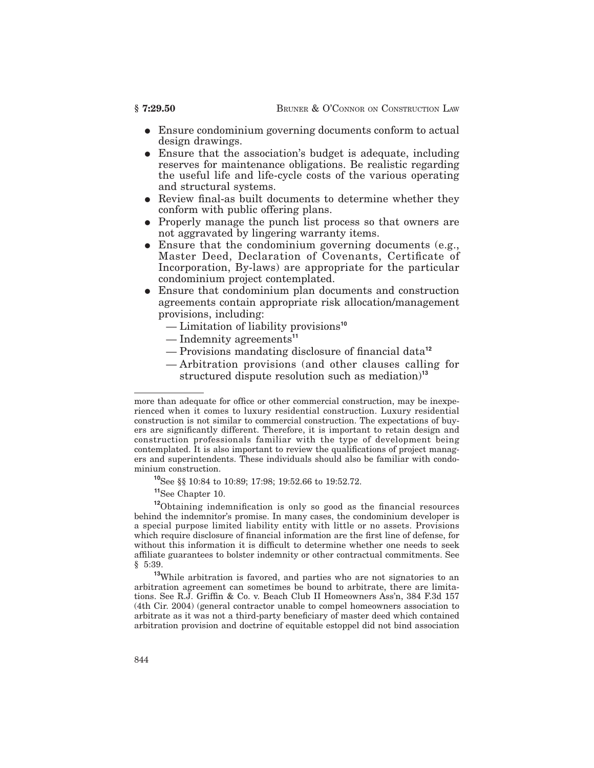- Ensure condominium governing documents conform to actual design drawings.
- Ensure that the association's budget is adequate, including reserves for maintenance obligations. Be realistic regarding the useful life and life-cycle costs of the various operating and structural systems.
- Review final-as built documents to determine whether they conform with public offering plans.
- Properly manage the punch list process so that owners are not aggravated by lingering warranty items.
- Ensure that the condominium governing documents (e.g., Master Deed, Declaration of Covenants, Certificate of Incorporation, By-laws) are appropriate for the particular condominium project contemplated.
- Ensure that condominium plan documents and construction agreements contain appropriate risk allocation/management provisions, including:
  - — Limitation of liability provisions[10]
  - — Indemnity agreements[11]
  - — Provisions mandating disclosure of financial data[12]
  - — Arbitration provisions (and other clauses calling for structured dispute resolution such as mediation)[13]

---

more than adequate for office or other commercial construction, may be inexperienced when it comes to luxury residential construction. Luxury residential construction is not similar to commercial construction. The expectations of buyers are significantly different. Therefore, it is important to retain design and construction professionals familiar with the type of development being contemplated. It is also important to review the qualifications of project managers and superintendents. These individuals should also be familiar with condominium construction.

[10]See §§ 10:84 to 10:89; 17:98; 19:52.66 to 19:52.72.

[11]See Chapter 10.

[12]Obtaining indemnification is only so good as the financial resources behind the indemnitor's promise. In many cases, the condominium developer is a special purpose limited liability entity with little or no assets. Provisions which require disclosure of financial information are the first line of defense, for without this information it is difficult to determine whether one needs to seek affiliate guarantees to bolster indemnity or other contractual commitments. See § 5:39.

[13]While arbitration is favored, and parties who are not signatories to an arbitration agreement can sometimes be bound to arbitrate, there are limitations. See R.J. Griffin & Co. v. Beach Club II Homeowners Ass'n, 384 F.3d 157 (4th Cir. 2004) (general contractor unable to compel homeowners association to arbitrate as it was not a third-party beneficiary of master deed which contained arbitration provision and doctrine of equitable estoppel did not bind association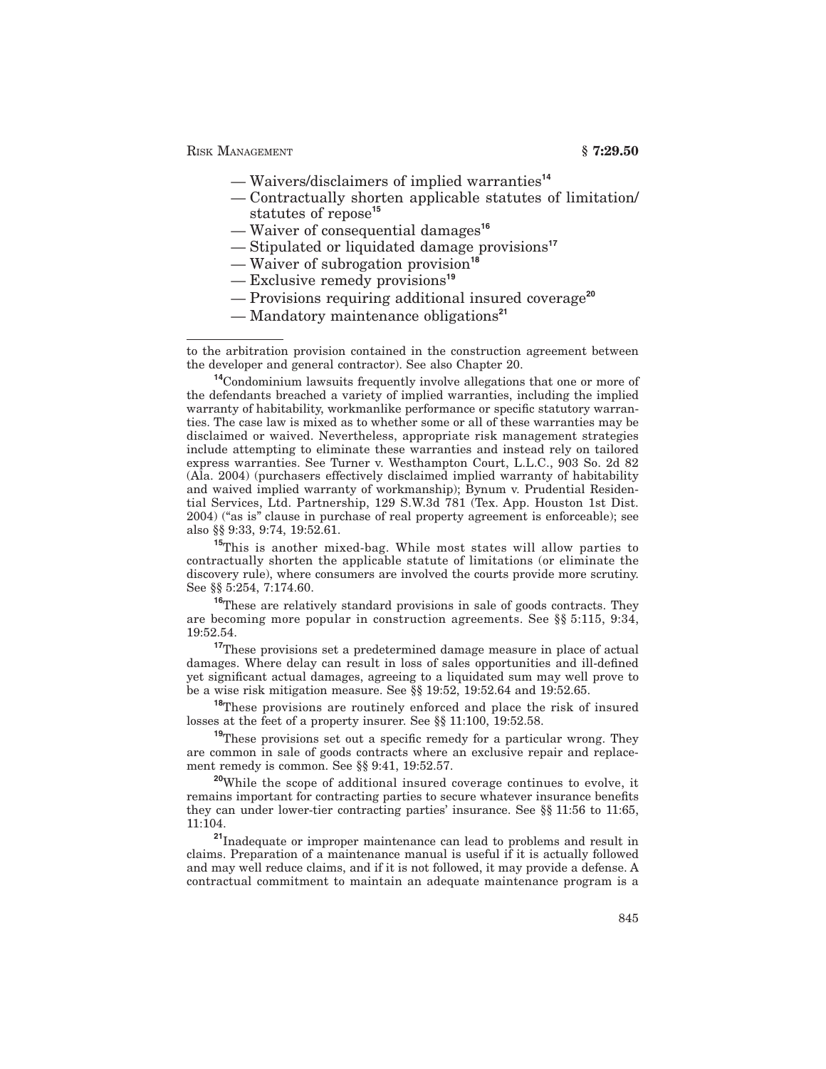— Waivers/disclaimers of implied warranties[14]

— Contractually shorten applicable statutes of limitation/ statutes of repose[15]

— Waiver of consequential damages[16]

— Stipulated or liquidated damage provisions[17]

— Waiver of subrogation provision[18]

— Exclusive remedy provisions[19]

— Provisions requiring additional insured coverage[20]

— Mandatory maintenance obligations[21]

---

to the arbitration provision contained in the construction agreement between the developer and general contractor). See also Chapter 20.

[14]Condominium lawsuits frequently involve allegations that one or more of the defendants breached a variety of implied warranties, including the implied warranty of habitability, workmanlike performance or specific statutory warranties. The case law is mixed as to whether some or all of these warranties may be disclaimed or waived. Nevertheless, appropriate risk management strategies include attempting to eliminate these warranties and instead rely on tailored express warranties. See Turner v. Westhampton Court, L.L.C., 903 So. 2d 82 (Ala. 2004) (purchasers effectively disclaimed implied warranty of habitability and waived implied warranty of workmanship); Bynum v. Prudential Residential Services, Ltd. Partnership, 129 S.W.3d 781 (Tex. App. Houston 1st Dist. 2004) ("as is" clause in purchase of real property agreement is enforceable); see also §§ 9:33, 9:74, 19:52.61.

[15]This is another mixed-bag. While most states will allow parties to contractually shorten the applicable statute of limitations (or eliminate the discovery rule), where consumers are involved the courts provide more scrutiny. See §§ 5:254, 7:174.60.

[16]These are relatively standard provisions in sale of goods contracts. They are becoming more popular in construction agreements. See §§ 5:115, 9:34, 19:52.54.

[17]These provisions set a predetermined damage measure in place of actual damages. Where delay can result in loss of sales opportunities and ill-defined yet significant actual damages, agreeing to a liquidated sum may well prove to be a wise risk mitigation measure. See §§ 19:52, 19:52.64 and 19:52.65.

[18]These provisions are routinely enforced and place the risk of insured losses at the feet of a property insurer. See §§ 11:100, 19:52.58.

[19]These provisions set out a specific remedy for a particular wrong. They are common in sale of goods contracts where an exclusive repair and replacement remedy is common. See §§ 9:41, 19:52.57.

[20]While the scope of additional insured coverage continues to evolve, it remains important for contracting parties to secure whatever insurance benefits they can under lower-tier contracting parties' insurance. See §§ 11:56 to 11:65, 11:104.

[21]Inadequate or improper maintenance can lead to problems and result in claims. Preparation of a maintenance manual is useful if it is actually followed and may well reduce claims, and if it is not followed, it may provide a defense. A contractual commitment to maintain an adequate maintenance program is a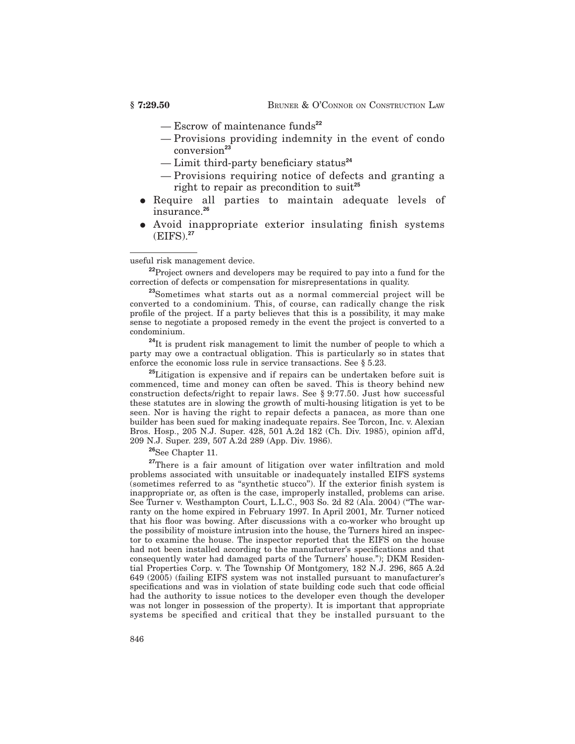- — Escrow of maintenance funds[22]
- — Provisions providing indemnity in the event of condo conversion[23]
- — Limit third-party beneficiary status[24]
- — Provisions requiring notice of defects and granting a right to repair as precondition to suit[25]

- Require all parties to maintain adequate levels of insurance.[26]
- Avoid inappropriate exterior insulating finish systems (EIFS).[27]

---

useful risk management device.

[22]Project owners and developers may be required to pay into a fund for the correction of defects or compensation for misrepresentations in quality.

[23]Sometimes what starts out as a normal commercial project will be converted to a condominium. This, of course, can radically change the risk profile of the project. If a party believes that this is a possibility, it may make sense to negotiate a proposed remedy in the event the project is converted to a condominium.

[24]It is prudent risk management to limit the number of people to which a party may owe a contractual obligation. This is particularly so in states that enforce the economic loss rule in service transactions. See § 5.23.

[25]Litigation is expensive and if repairs can be undertaken before suit is commenced, time and money can often be saved. This is theory behind new construction defects/right to repair laws. See § 9:77.50. Just how successful these statutes are in slowing the growth of multi-housing litigation is yet to be seen. Nor is having the right to repair defects a panacea, as more than one builder has been sued for making inadequate repairs. See Torcon, Inc. v. Alexian Bros. Hosp., 205 N.J. Super. 428, 501 A.2d 182 (Ch. Div. 1985), opinion aff'd, 209 N.J. Super. 239, 507 A.2d 289 (App. Div. 1986).

[26]See Chapter 11.

[27]There is a fair amount of litigation over water infiltration and mold problems associated with unsuitable or inadequately installed EIFS systems (sometimes referred to as "synthetic stucco"). If the exterior finish system is inappropriate or, as often is the case, improperly installed, problems can arise. See Turner v. Westhampton Court, L.L.C., 903 So. 2d 82 (Ala. 2004) ("The warranty on the home expired in February 1997. In April 2001, Mr. Turner noticed that his floor was bowing. After discussions with a co-worker who brought up the possibility of moisture intrusion into the house, the Turners hired an inspector to examine the house. The inspector reported that the EIFS on the house had not been installed according to the manufacturer's specifications and that consequently water had damaged parts of the Turners' house."); DKM Residential Properties Corp. v. The Township Of Montgomery, 182 N.J. 296, 865 A.2d 649 (2005) (failing EIFS system was not installed pursuant to manufacturer's specifications and was in violation of state building code such that code official had the authority to issue notices to the developer even though the developer was not longer in possession of the property). It is important that appropriate systems be specified and critical that they be installed pursuant to the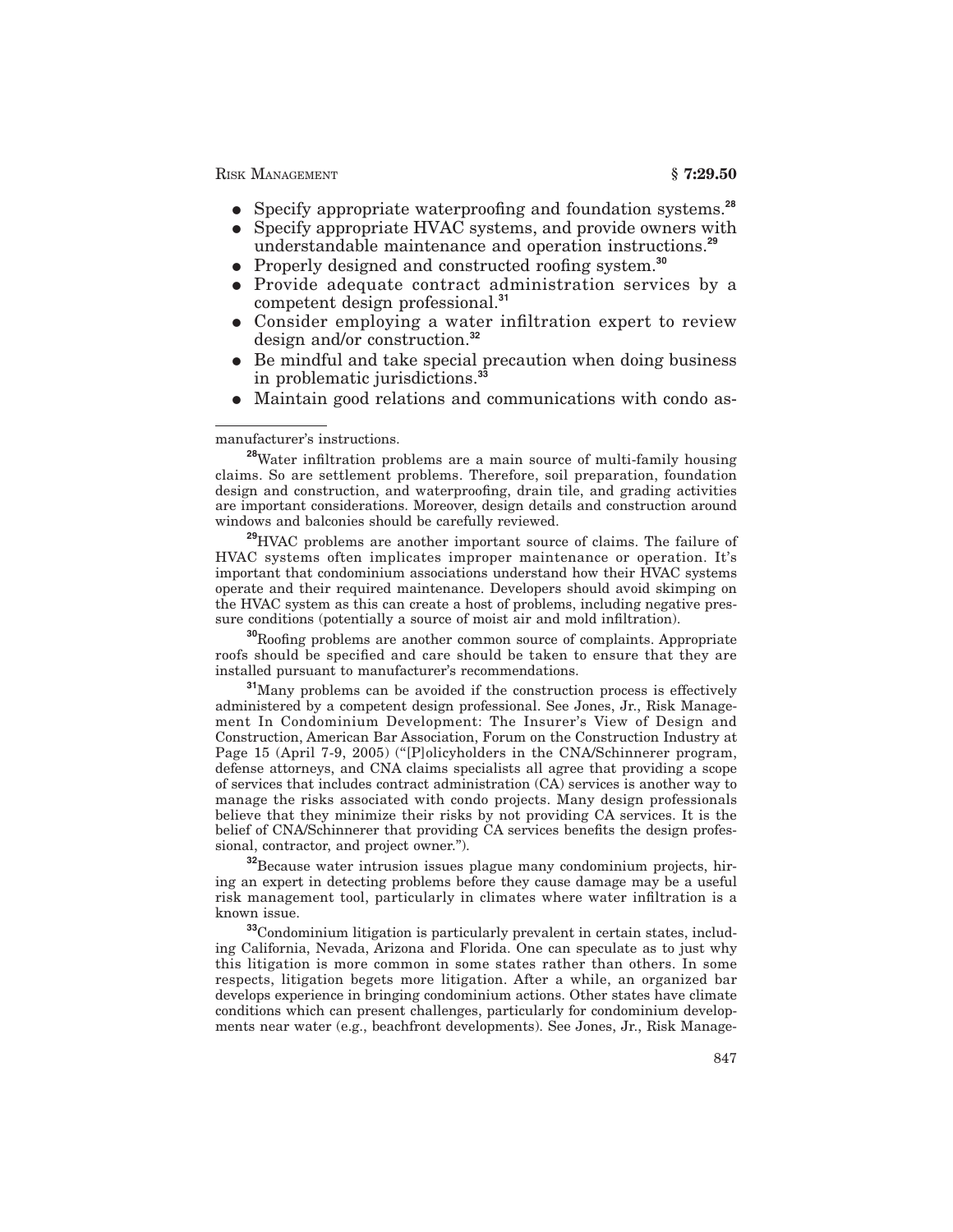- Specify appropriate waterproofing and foundation systems.[28]
- Specify appropriate HVAC systems, and provide owners with understandable maintenance and operation instructions.[29]
- Properly designed and constructed roofing system.[30]
- Provide adequate contract administration services by a competent design professional.[31]
- Consider employing a water infiltration expert to review design and/or construction.[32]
- Be mindful and take special precaution when doing business in problematic jurisdictions.[33]
- Maintain good relations and communications with condo as-

---

manufacturer's instructions.

[28]Water infiltration problems are a main source of multi-family housing claims. So are settlement problems. Therefore, soil preparation, foundation design and construction, and waterproofing, drain tile, and grading activities are important considerations. Moreover, design details and construction around windows and balconies should be carefully reviewed.

[29]HVAC problems are another important source of claims. The failure of HVAC systems often implicates improper maintenance or operation. It's important that condominium associations understand how their HVAC systems operate and their required maintenance. Developers should avoid skimping on the HVAC system as this can create a host of problems, including negative pressure conditions (potentially a source of moist air and mold infiltration).

[30]Roofing problems are another common source of complaints. Appropriate roofs should be specified and care should be taken to ensure that they are installed pursuant to manufacturer's recommendations.

[31]Many problems can be avoided if the construction process is effectively administered by a competent design professional. See Jones, Jr., Risk Management In Condominium Development: The Insurer's View of Design and Construction, American Bar Association, Forum on the Construction Industry at Page 15 (April 7-9, 2005) ("[P]olicyholders in the CNA/Schinnerer program, defense attorneys, and CNA claims specialists all agree that providing a scope of services that includes contract administration (CA) services is another way to manage the risks associated with condo projects. Many design professionals believe that they minimize their risks by not providing CA services. It is the belief of CNA/Schinnerer that providing CA services benefits the design professional, contractor, and project owner.").

[32]Because water intrusion issues plague many condominium projects, hiring an expert in detecting problems before they cause damage may be a useful risk management tool, particularly in climates where water infiltration is a known issue.

[33]Condominium litigation is particularly prevalent in certain states, including California, Nevada, Arizona and Florida. One can speculate as to just why this litigation is more common in some states rather than others. In some respects, litigation begets more litigation. After a while, an organized bar develops experience in bringing condominium actions. Other states have climate conditions which can present challenges, particularly for condominium developments near water (e.g., beachfront developments). See Jones, Jr., Risk Manage-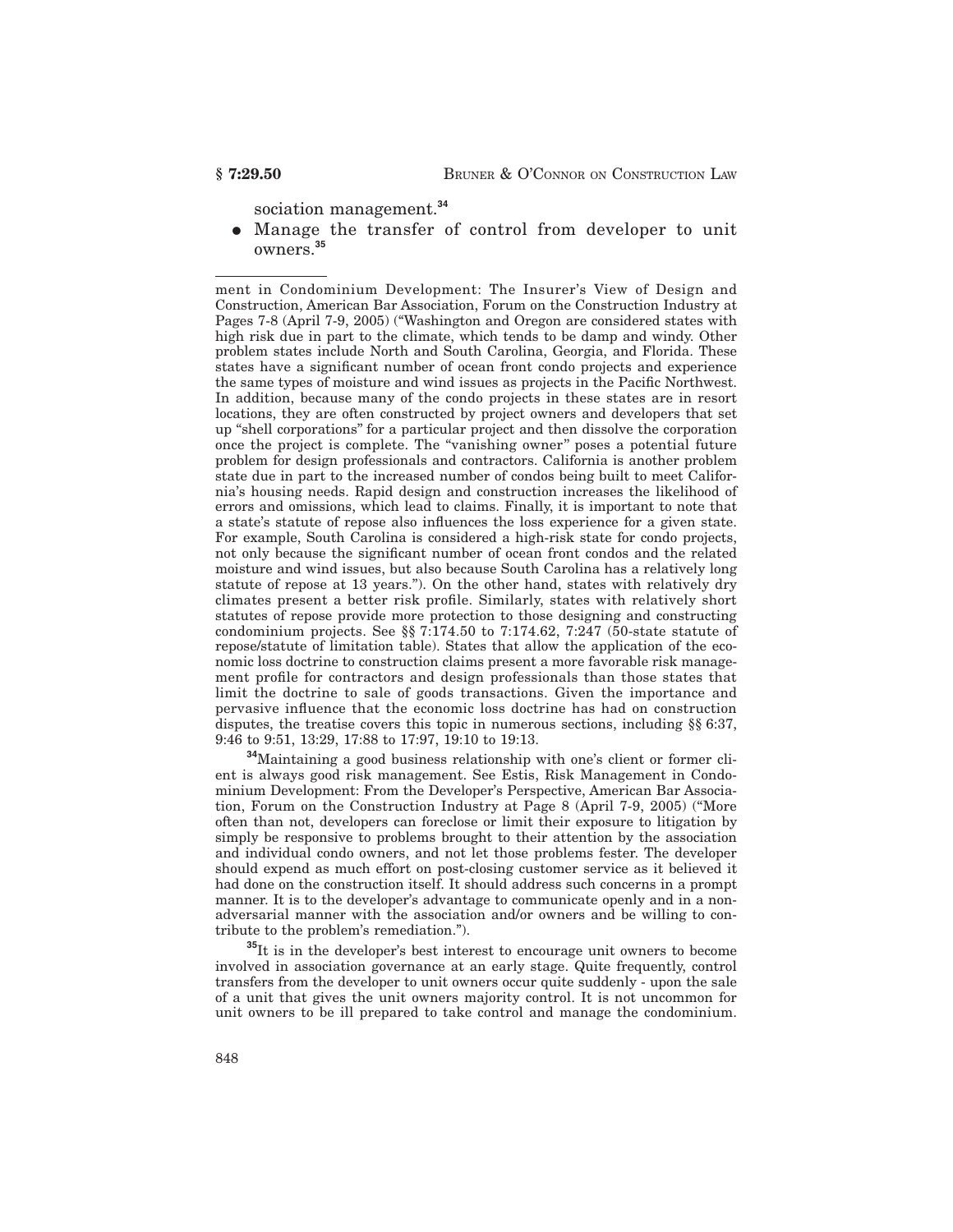sociation management.[34]

- Manage the transfer of control from developer to unit owners.[35]

---

ment in Condominium Development: The Insurer's View of Design and Construction, American Bar Association, Forum on the Construction Industry at Pages 7-8 (April 7-9, 2005) ("Washington and Oregon are considered states with high risk due in part to the climate, which tends to be damp and windy. Other problem states include North and South Carolina, Georgia, and Florida. These states have a significant number of ocean front condo projects and experience the same types of moisture and wind issues as projects in the Pacific Northwest. In addition, because many of the condo projects in these states are in resort locations, they are often constructed by project owners and developers that set up "shell corporations" for a particular project and then dissolve the corporation once the project is complete. The "vanishing owner" poses a potential future problem for design professionals and contractors. California is another problem state due in part to the increased number of condos being built to meet California's housing needs. Rapid design and construction increases the likelihood of errors and omissions, which lead to claims. Finally, it is important to note that a state's statute of repose also influences the loss experience for a given state. For example, South Carolina is considered a high-risk state for condo projects, not only because the significant number of ocean front condos and the related moisture and wind issues, but also because South Carolina has a relatively long statute of repose at 13 years."). On the other hand, states with relatively dry climates present a better risk profile. Similarly, states with relatively short statutes of repose provide more protection to those designing and constructing condominium projects. See §§ 7:174.50 to 7:174.62, 7:247 (50-state statute of repose/statute of limitation table). States that allow the application of the economic loss doctrine to construction claims present a more favorable risk management profile for contractors and design professionals than those states that limit the doctrine to sale of goods transactions. Given the importance and pervasive influence that the economic loss doctrine has had on construction disputes, the treatise covers this topic in numerous sections, including §§ 6:37, 9:46 to 9:51, 13:29, 17:88 to 17:97, 19:10 to 19:13.

[34] Maintaining a good business relationship with one's client or former client is always good risk management. See Estis, Risk Management in Condominium Development: From the Developer's Perspective, American Bar Association, Forum on the Construction Industry at Page 8 (April 7-9, 2005) ("More often than not, developers can foreclose or limit their exposure to litigation by simply be responsive to problems brought to their attention by the association and individual condo owners, and not let those problems fester. The developer should expend as much effort on post-closing customer service as it believed it had done on the construction itself. It should address such concerns in a prompt manner. It is to the developer's advantage to communicate openly and in a non-adversarial manner with the association and/or owners and be willing to contribute to the problem's remediation.").

[35] It is in the developer's best interest to encourage unit owners to become involved in association governance at an early stage. Quite frequently, control transfers from the developer to unit owners occur quite suddenly - upon the sale of a unit that gives the unit owners majority control. It is not uncommon for unit owners to be ill prepared to take control and manage the condominium.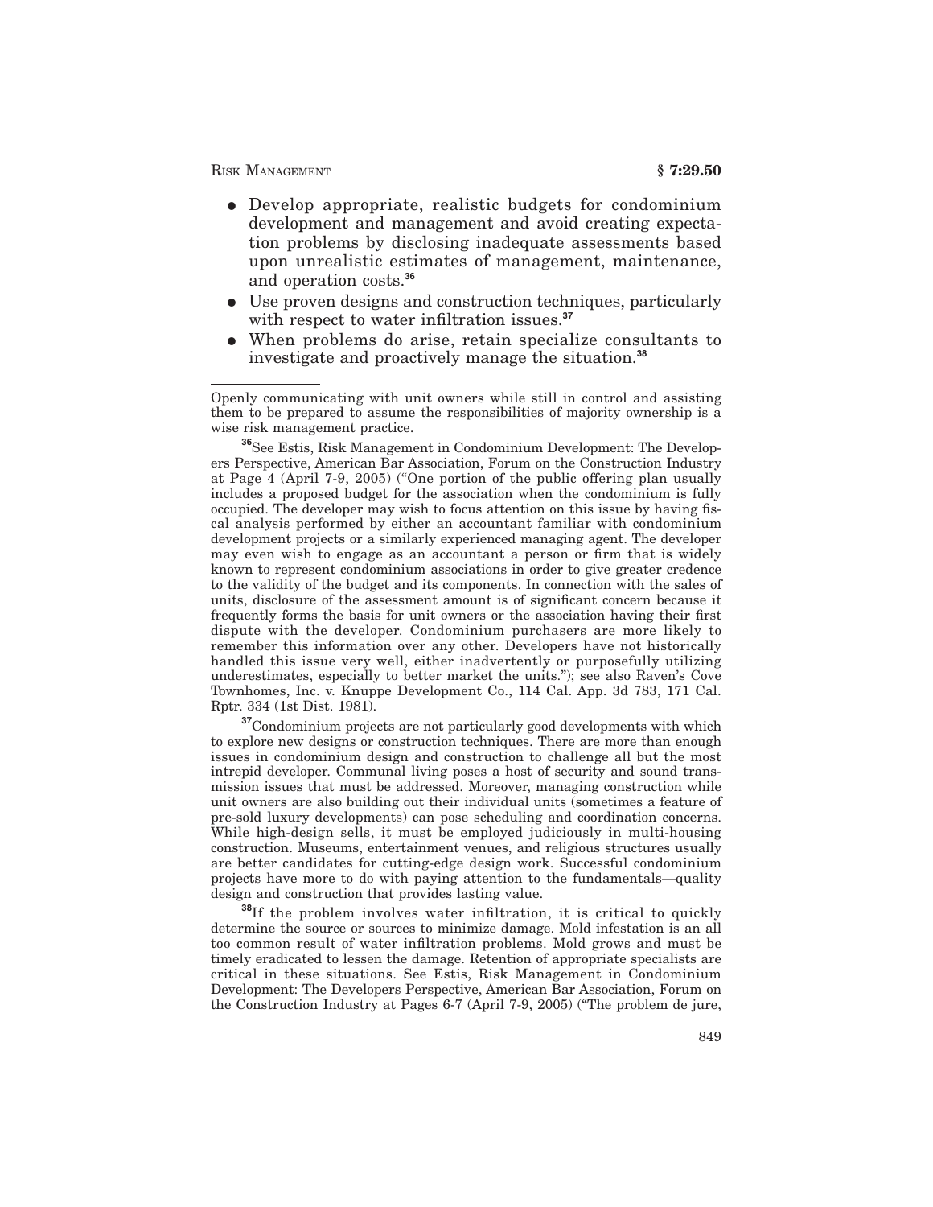- Develop appropriate, realistic budgets for condominium development and management and avoid creating expectation problems by disclosing inadequate assessments based upon unrealistic estimates of management, maintenance, and operation costs.[36]
- Use proven designs and construction techniques, particularly with respect to water infiltration issues.[37]
- When problems do arise, retain specialize consultants to investigate and proactively manage the situation.[38]

---

Openly communicating with unit owners while still in control and assisting them to be prepared to assume the responsibilities of majority ownership is a wise risk management practice.

[36]See Estis, Risk Management in Condominium Development: The Developers Perspective, American Bar Association, Forum on the Construction Industry at Page 4 (April 7-9, 2005) ("One portion of the public offering plan usually includes a proposed budget for the association when the condominium is fully occupied. The developer may wish to focus attention on this issue by having fiscal analysis performed by either an accountant familiar with condominium development projects or a similarly experienced managing agent. The developer may even wish to engage as an accountant a person or firm that is widely known to represent condominium associations in order to give greater credence to the validity of the budget and its components. In connection with the sales of units, disclosure of the assessment amount is of significant concern because it frequently forms the basis for unit owners or the association having their first dispute with the developer. Condominium purchasers are more likely to remember this information over any other. Developers have not historically handled this issue very well, either inadvertently or purposefully utilizing underestimates, especially to better market the units."); see also Raven's Cove Townhomes, Inc. v. Knuppe Development Co., 114 Cal. App. 3d 783, 171 Cal. Rptr. 334 (1st Dist. 1981).

[37]Condominium projects are not particularly good developments with which to explore new designs or construction techniques. There are more than enough issues in condominium design and construction to challenge all but the most intrepid developer. Communal living poses a host of security and sound transmission issues that must be addressed. Moreover, managing construction while unit owners are also building out their individual units (sometimes a feature of pre-sold luxury developments) can pose scheduling and coordination concerns. While high-design sells, it must be employed judiciously in multi-housing construction. Museums, entertainment venues, and religious structures usually are better candidates for cutting-edge design work. Successful condominium projects have more to do with paying attention to the fundamentals—quality design and construction that provides lasting value.

[38]If the problem involves water infiltration, it is critical to quickly determine the source or sources to minimize damage. Mold infestation is an all too common result of water infiltration problems. Mold grows and must be timely eradicated to lessen the damage. Retention of appropriate specialists are critical in these situations. See Estis, Risk Management in Condominium Development: The Developers Perspective, American Bar Association, Forum on the Construction Industry at Pages 6-7 (April 7-9, 2005) ("The problem de jure,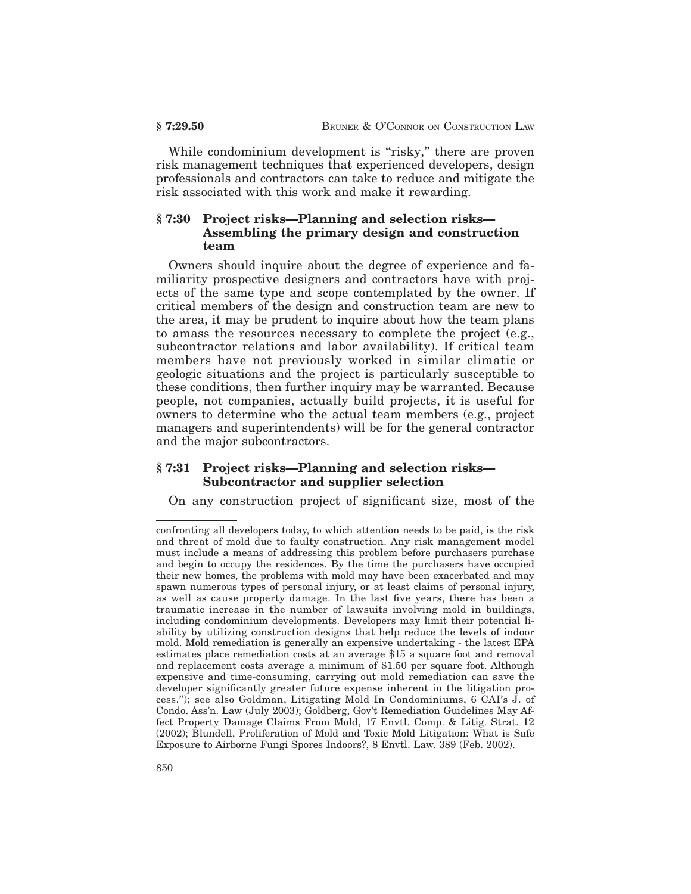While condominium development is "risky," there are proven risk management techniques that experienced developers, design professionals and contractors can take to reduce and mitigate the risk associated with this work and make it rewarding.

## § 7:30 Project risks—Planning and selection risks—Assembling the primary design and construction team

Owners should inquire about the degree of experience and familiarity prospective designers and contractors have with projects of the same type and scope contemplated by the owner. If critical members of the design and construction team are new to the area, it may be prudent to inquire about how the team plans to amass the resources necessary to complete the project (e.g., subcontractor relations and labor availability). If critical team members have not previously worked in similar climatic or geologic situations and the project is particularly susceptible to these conditions, then further inquiry may be warranted. Because people, not companies, actually build projects, it is useful for owners to determine who the actual team members (e.g., project managers and superintendents) will be for the general contractor and the major subcontractors.

## § 7:31 Project risks—Planning and selection risks—Subcontractor and supplier selection

On any construction project of significant size, most of the

---

confronting all developers today, to which attention needs to be paid, is the risk and threat of mold due to faulty construction. Any risk management model must include a means of addressing this problem before purchasers purchase and begin to occupy the residences. By the time the purchasers have occupied their new homes, the problems with mold may have been exacerbated and may spawn numerous types of personal injury, or at least claims of personal injury, as well as cause property damage. In the last five years, there has been a traumatic increase in the number of lawsuits involving mold in buildings, including condominium developments. Developers may limit their potential liability by utilizing construction designs that help reduce the levels of indoor mold. Mold remediation is generally an expensive undertaking - the latest EPA estimates place remediation costs at an average $15 a square foot and removal and replacement costs average a minimum of $1.50 per square foot. Although expensive and time-consuming, carrying out mold remediation can save the developer significantly greater future expense inherent in the litigation process."); see also Goldman, Litigating Mold In Condominiums, 6 CAI's J. of Condo. Ass'n. Law (July 2003); Goldberg, Gov't Remediation Guidelines May Affect Property Damage Claims From Mold, 17 Envtl. Comp. & Litig. Strat. 12 (2002); Blundell, Proliferation of Mold and Toxic Mold Litigation: What is Safe Exposure to Airborne Fungi Spores Indoors?, 8 Envtl. Law. 389 (Feb. 2002).